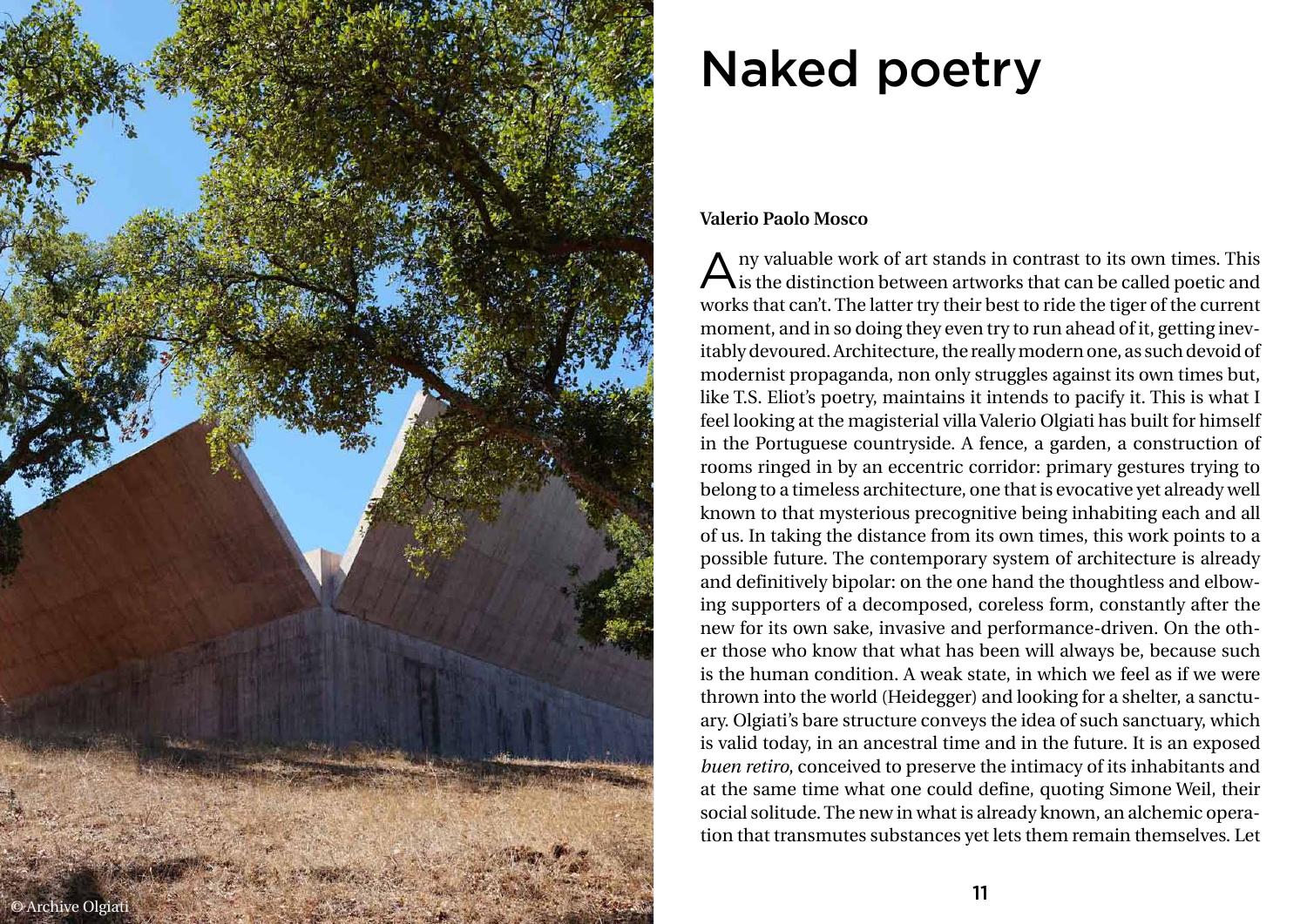# Naked poetry

**Valerio Paolo Mosco**

Any valuable work of art stands in contrast to its own times. This is the distinction between artworks that can be called poetic and works that can't. The latter try their best to ride the tiger of the current moment, and in so doing they even try to run ahead of it, getting inevitably devoured. Architecture, the really modern one, as such devoid of modernist propaganda, non only struggles against its own times but, like T.S. Eliot's poetry, maintains it intends to pacify it. This is what I feel looking at the magisterial villa Valerio Olgiati has built for himself in the Portuguese countryside. A fence, a garden, a construction of rooms ringed in by an eccentric corridor: primary gestures trying to belong to a timeless architecture, one that is evocative yet already well known to that mysterious precognitive being inhabiting each and all of us. In taking the distance from its own times, this work points to a possible future. The contemporary system of architecture is already and definitively bipolar: on the one hand the thoughtless and elbowing supporters of a decomposed, coreless form, constantly after the new for its own sake, invasive and performance-driven. On the other those who know that what has been will always be, because such is the human condition. A weak state, in which we feel as if we were thrown into the world (Heidegger) and looking for a shelter, a sanctuary. Olgiati's bare structure conveys the idea of such sanctuary, which is valid today, in an ancestral time and in the future. It is an exposed *buen retiro*, conceived to preserve the intimacy of its inhabitants and at the same time what one could define, quoting Simone Weil, their social solitude. The new in what is already known, an alchemic operation that transmutes substances yet lets them remain themselves. Let

© Archive Olgiati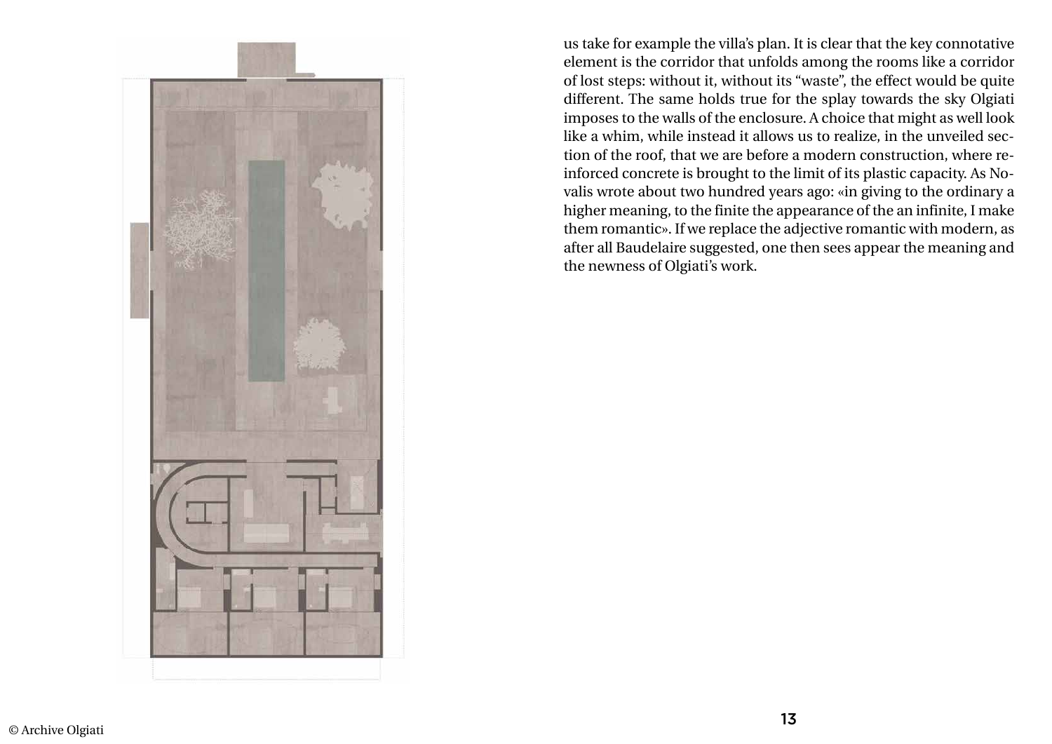us take for example the villa's plan. It is clear that the key connotative element is the corridor that unfolds among the rooms like a corridor of lost steps: without it, without its "waste", the effect would be quite different. The same holds true for the splay towards the sky Olgiati imposes to the walls of the enclosure. A choice that might as well look like a whim, while instead it allows us to realize, in the unveiled section of the roof, that we are before a modern construction, where reinforced concrete is brought to the limit of its plastic capacity. As Novalis wrote about two hundred years ago: «in giving to the ordinary a higher meaning, to the finite the appearance of the an infinite, I make them romantic». If we replace the adjective romantic with modern, as after all Baudelaire suggested, one then sees appear the meaning and the newness of Olgiati's work.

© Archive Olgiati